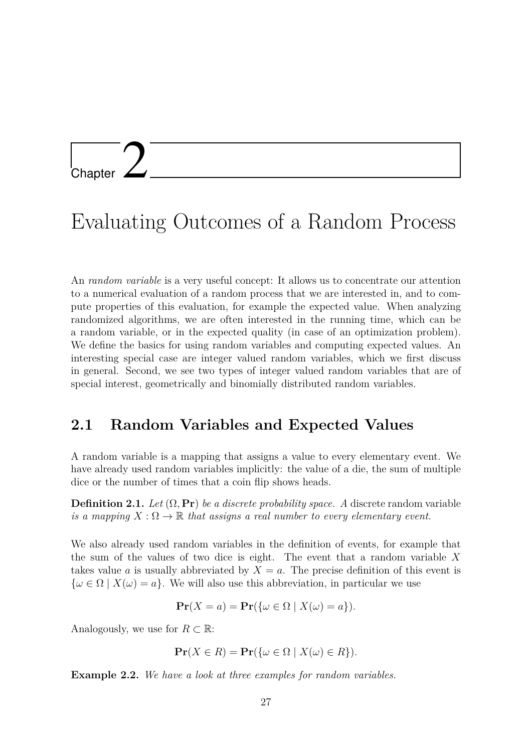# Chapter 2

# Evaluating Outcomes of a Random Process

An *random variable* is a very useful concept: It allows us to concentrate our attention to a numerical evaluation of a random process that we are interested in, and to compute properties of this evaluation, for example the expected value. When analyzing randomized algorithms, we are often interested in the running time, which can be a random variable, or in the expected quality (in case of an optimization problem). We define the basics for using random variables and computing expected values. An interesting special case are integer valued random variables, which we first discuss in general. Second, we see two types of integer valued random variables that are of special interest, geometrically and binomially distributed random variables.

## 2.1 Random Variables and Expected Values

A random variable is a mapping that assigns a value to every elementary event. We have already used random variables implicitly: the value of a die, the sum of multiple dice or the number of times that a coin flip shows heads.

**Definition 2.1.** *Let* $(\Omega, \mathbf{Pr})$ *be a discrete probability space. A* discrete random variable *is a mapping* $X : \Omega \to \mathbb{R}$ *that assigns a real number to every elementary event.*

We also already used random variables in the definition of events, for example that the sum of the values of two dice is eight. The event that a random variable $X$ takes value $a$ is usually abbreviated by $X = a$. The precise definition of this event is $\{\omega \in \Omega \mid X(\omega) = a\}$. We will also use this abbreviation, in particular we use

$$\mathbf{Pr}(X = a) = \mathbf{Pr}(\{\omega \in \Omega \mid X(\omega) = a\}).$$

Analogously, we use for $R \subset \mathbb{R}$:

$$\mathbf{Pr}(X \in R) = \mathbf{Pr}(\{\omega \in \Omega \mid X(\omega) \in R\}).$$

**Example 2.2.** *We have a look at three examples for random variables.*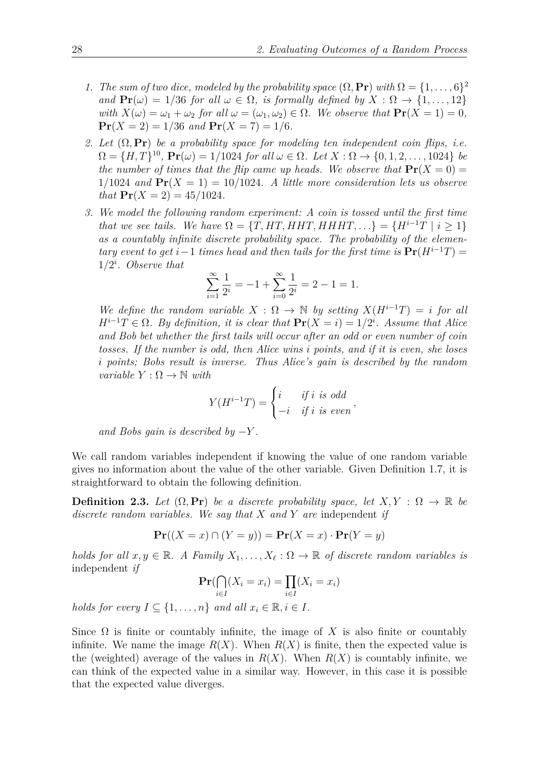1. *The sum of two dice, modeled by the probability space $(\Omega, \mathbf{Pr})$ with $\Omega = \{1, \ldots, 6\}^2$ and $\mathbf{Pr}(\omega) = 1/36$ for all $\omega \in \Omega$, is formally defined by $X : \Omega \to \{1, \ldots, 12\}$ with $X(\omega) = \omega_1 + \omega_2$ for all $\omega = (\omega_1, \omega_2) \in \Omega$. We observe that $\mathbf{Pr}(X = 1) = 0$, $\mathbf{Pr}(X = 2) = 1/36$ and $\mathbf{Pr}(X = 7) = 1/6$.*

2. *Let $(\Omega, \mathbf{Pr})$ be a probability space for modeling ten independent coin flips, i.e. $\Omega = \{H, T\}^{10}$, $\mathbf{Pr}(\omega) = 1/1024$ for all $\omega \in \Omega$. Let $X : \Omega \to \{0, 1, 2, \ldots, 1024\}$ be the number of times that the flip came up heads. We observe that $\mathbf{Pr}(X = 0) = 1/1024$ and $\mathbf{Pr}(X = 1) = 10/1024$. A little more consideration lets us observe that $\mathbf{Pr}(X = 2) = 45/1024$.*

3. *We model the following random experiment: A coin is tossed until the first time that we see tails. We have $\Omega = \{T, HT, HHT, HHHT, \ldots\} = \{H^{i-1}T \mid i \geq 1\}$ as a countably infinite discrete probability space. The probability of the elementary event to get $i-1$ times head and then tails for the first time is $\mathbf{Pr}(H^{i-1}T) = 1/2^i$. Observe that*

$$\sum_{i=1}^{\infty} \frac{1}{2^i} = -1 + \sum_{i=0}^{\infty} \frac{1}{2^i} = 2 - 1 = 1.$$

   *We define the random variable $X : \Omega \to \mathbb{N}$ by setting $X(H^{i-1}T) = i$ for all $H^{i-1}T \in \Omega$. By definition, it is clear that $\mathbf{Pr}(X = i) = 1/2^i$. Assume that Alice and Bob bet whether the first tails will occur after an odd or even number of coin tosses. If the number is odd, then Alice wins $i$ points, and if it is even, she loses $i$ points; Bobs result is inverse. Thus Alice's gain is described by the random variable $Y : \Omega \to \mathbb{N}$ with*

$$Y(H^{i-1}T) = \begin{cases} i & \text{if } i \text{ is odd} \\ -i & \text{if } i \text{ is even} \end{cases},$$

   *and Bobs gain is described by $-Y$.*

We call random variables independent if knowing the value of one random variable gives no information about the value of the other variable. Given Definition 1.7, it is straightforward to obtain the following definition.

**Definition 2.3.** *Let $(\Omega, \mathbf{Pr})$ be a discrete probability space, let $X, Y : \Omega \to \mathbb{R}$ be discrete random variables. We say that $X$ and $Y$ are* independent *if*

$$\mathbf{Pr}((X = x) \cap (Y = y)) = \mathbf{Pr}(X = x) \cdot \mathbf{Pr}(Y = y)$$

*holds for all $x, y \in \mathbb{R}$. A Family $X_1, \ldots, X_\ell : \Omega \to \mathbb{R}$ of discrete random variables is* independent *if*

$$\mathbf{Pr}(\bigcap_{i \in I} (X_i = x_i) = \prod_{i \in I} (X_i = x_i)$$

*holds for every $I \subseteq \{1, \ldots, n\}$ and all $x_i \in \mathbb{R}, i \in I$.*

Since $\Omega$ is finite or countably infinite, the image of $X$ is also finite or countably infinite. We name the image $R(X)$. When $R(X)$ is finite, then the expected value is the (weighted) average of the values in $R(X)$. When $R(X)$ is countably infinite, we can think of the expected value in a similar way. However, in this case it is possible that the expected value diverges.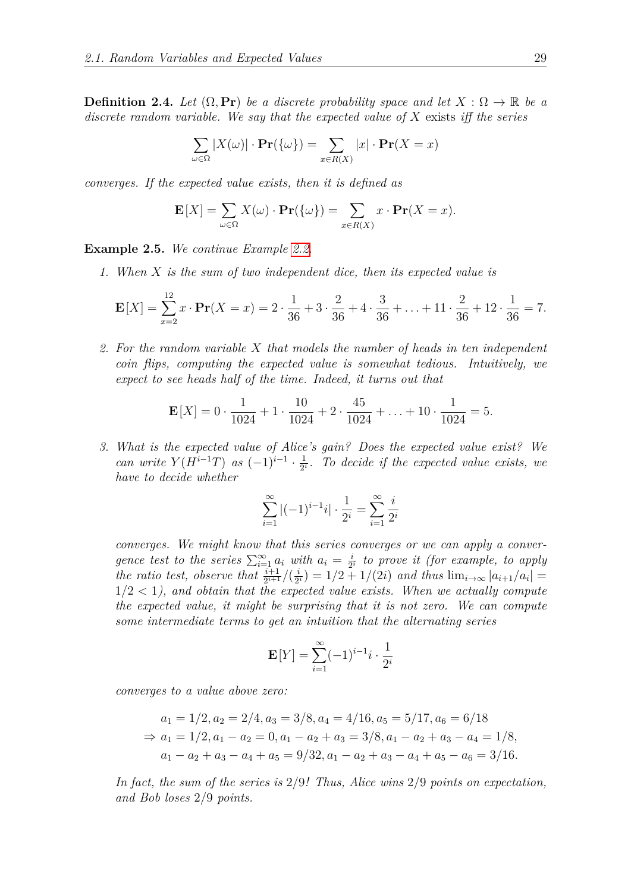**Definition 2.4.** *Let $(\Omega, \mathbf{Pr})$ be a discrete probability space and let $X : \Omega \to \mathbb{R}$ be a discrete random variable. We say that the expected value of $X$ exists iff the series*

$$\sum_{\omega \in \Omega} |X(\omega)| \cdot \mathbf{Pr}(\{\omega\}) = \sum_{x \in R(X)} |x| \cdot \mathbf{Pr}(X = x)$$

*converges. If the expected value exists, then it is defined as*

$$\mathbf{E}[X] = \sum_{\omega \in \Omega} X(\omega) \cdot \mathbf{Pr}(\{\omega\}) = \sum_{x \in R(X)} x \cdot \mathbf{Pr}(X = x).$$

**Example 2.5.** *We continue Example 2.2.*

1. *When $X$ is the sum of two independent dice, then its expected value is*

$$\mathbf{E}[X] = \sum_{x=2}^{12} x \cdot \mathbf{Pr}(X = x) = 2 \cdot \frac{1}{36} + 3 \cdot \frac{2}{36} + 4 \cdot \frac{3}{36} + \ldots + 11 \cdot \frac{2}{36} + 12 \cdot \frac{1}{36} = 7.$$

2. *For the random variable $X$ that models the number of heads in ten independent coin flips, computing the expected value is somewhat tedious. Intuitively, we expect to see heads half of the time. Indeed, it turns out that*

$$\mathbf{E}[X] = 0 \cdot \frac{1}{1024} + 1 \cdot \frac{10}{1024} + 2 \cdot \frac{45}{1024} + \ldots + 10 \cdot \frac{1}{1024} = 5.$$

3. *What is the expected value of Alice's gain? Does the expected value exist? We can write $Y(H^{i-1}T)$ as $(-1)^{i-1} \cdot \frac{1}{2^i}$. To decide if the expected value exists, we have to decide whether*

$$\sum_{i=1}^{\infty} |(-1)^{i-1} i| \cdot \frac{1}{2^i} = \sum_{i=1}^{\infty} \frac{i}{2^i}$$

*converges. We might know that this series converges or we can apply a convergence test to the series $\sum_{i=1}^{\infty} a_i$ with $a_i = \frac{i}{2^i}$ to prove it (for example, to apply the ratio test, observe that $\frac{i+1}{2^{i+1}} / (\frac{i}{2^i}) = 1/2 + 1/(2i)$ and thus $\lim_{i \to \infty} |a_{i+1}/a_i| = 1/2 < 1$), and obtain that the expected value exists. When we actually compute the expected value, it might be surprising that it is not zero. We can compute some intermediate terms to get an intuition that the alternating series*

$$\mathbf{E}[Y] = \sum_{i=1}^{\infty} (-1)^{i-1} i \cdot \frac{1}{2^i}$$

*converges to a value above zero:*

$$\begin{aligned}
& a_1 = 1/2, a_2 = 2/4, a_3 = 3/8, a_4 = 4/16, a_5 = 5/17, a_6 = 6/18 \\
\Rightarrow\ & a_1 = 1/2, a_1 - a_2 = 0, a_1 - a_2 + a_3 = 3/8, a_1 - a_2 + a_3 - a_4 = 1/8, \\
& a_1 - a_2 + a_3 - a_4 + a_5 = 9/32, a_1 - a_2 + a_3 - a_4 + a_5 - a_6 = 3/16.
\end{aligned}$$

*In fact, the sum of the series is $2/9$! Thus, Alice wins $2/9$ points on expectation, and Bob loses $2/9$ points.*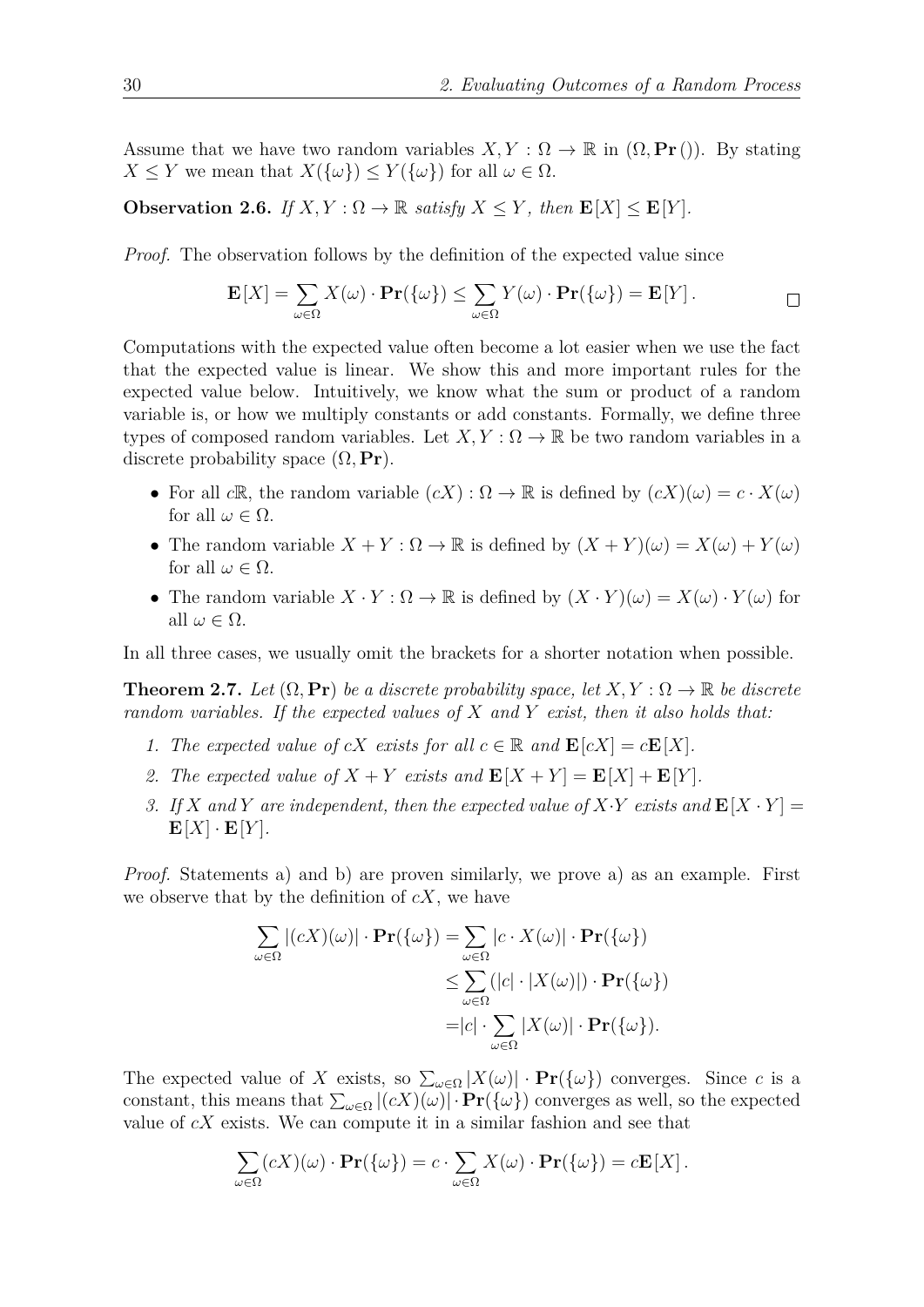Assume that we have two random variables $X, Y : \Omega \to \mathbb{R}$ in $(\Omega, \mathbf{Pr}())$. By stating $X \leq Y$ we mean that $X(\{\omega\}) \leq Y(\{\omega\})$ for all $\omega \in \Omega$.

**Observation 2.6.** *If $X, Y : \Omega \to \mathbb{R}$ satisfy $X \leq Y$, then $\mathbf{E}[X] \leq \mathbf{E}[Y]$.*

*Proof.* The observation follows by the definition of the expected value since

$$\mathbf{E}[X] = \sum_{\omega \in \Omega} X(\omega) \cdot \mathbf{Pr}(\{\omega\}) \leq \sum_{\omega \in \Omega} Y(\omega) \cdot \mathbf{Pr}(\{\omega\}) = \mathbf{E}[Y]. \qquad \square$$

Computations with the expected value often become a lot easier when we use the fact that the expected value is linear. We show this and more important rules for the expected value below. Intuitively, we know what the sum or product of a random variable is, or how we multiply constants or add constants. Formally, we define three types of composed random variables. Let $X, Y : \Omega \to \mathbb{R}$ be two random variables in a discrete probability space $(\Omega, \mathbf{Pr})$.

- For all $c\mathbb{R}$, the random variable $(cX) : \Omega \to \mathbb{R}$ is defined by $(cX)(\omega) = c \cdot X(\omega)$ for all $\omega \in \Omega$.
- The random variable $X + Y : \Omega \to \mathbb{R}$ is defined by $(X + Y)(\omega) = X(\omega) + Y(\omega)$ for all $\omega \in \Omega$.
- The random variable $X \cdot Y : \Omega \to \mathbb{R}$ is defined by $(X \cdot Y)(\omega) = X(\omega) \cdot Y(\omega)$ for all $\omega \in \Omega$.

In all three cases, we usually omit the brackets for a shorter notation when possible.

**Theorem 2.7.** *Let $(\Omega, \mathbf{Pr})$ be a discrete probability space, let $X, Y : \Omega \to \mathbb{R}$ be discrete random variables. If the expected values of $X$ and $Y$ exist, then it also holds that:*

1. *The expected value of $cX$ exists for all $c \in \mathbb{R}$ and $\mathbf{E}[cX] = c\mathbf{E}[X]$.*
2. *The expected value of $X + Y$ exists and $\mathbf{E}[X + Y] = \mathbf{E}[X] + \mathbf{E}[Y]$.*
3. *If $X$ and $Y$ are independent, then the expected value of $X \cdot Y$ exists and $\mathbf{E}[X \cdot Y] = \mathbf{E}[X] \cdot \mathbf{E}[Y]$.*

*Proof.* Statements a) and b) are proven similarly, we prove a) as an example. First we observe that by the definition of $cX$, we have

$$\begin{aligned}
\sum_{\omega \in \Omega} |(cX)(\omega)| \cdot \mathbf{Pr}(\{\omega\}) &= \sum_{\omega \in \Omega} |c \cdot X(\omega)| \cdot \mathbf{Pr}(\{\omega\}) \\
&\leq \sum_{\omega \in \Omega} (|c| \cdot |X(\omega)|) \cdot \mathbf{Pr}(\{\omega\}) \\
&= |c| \cdot \sum_{\omega \in \Omega} |X(\omega)| \cdot \mathbf{Pr}(\{\omega\}).
\end{aligned}$$

The expected value of $X$ exists, so $\sum_{\omega \in \Omega} |X(\omega)| \cdot \mathbf{Pr}(\{\omega\})$ converges. Since $c$ is a constant, this means that $\sum_{\omega \in \Omega} |(cX)(\omega)| \cdot \mathbf{Pr}(\{\omega\})$ converges as well, so the expected value of $cX$ exists. We can compute it in a similar fashion and see that

$$\sum_{\omega \in \Omega} (cX)(\omega) \cdot \mathbf{Pr}(\{\omega\}) = c \cdot \sum_{\omega \in \Omega} X(\omega) \cdot \mathbf{Pr}(\{\omega\}) = c\mathbf{E}[X].$$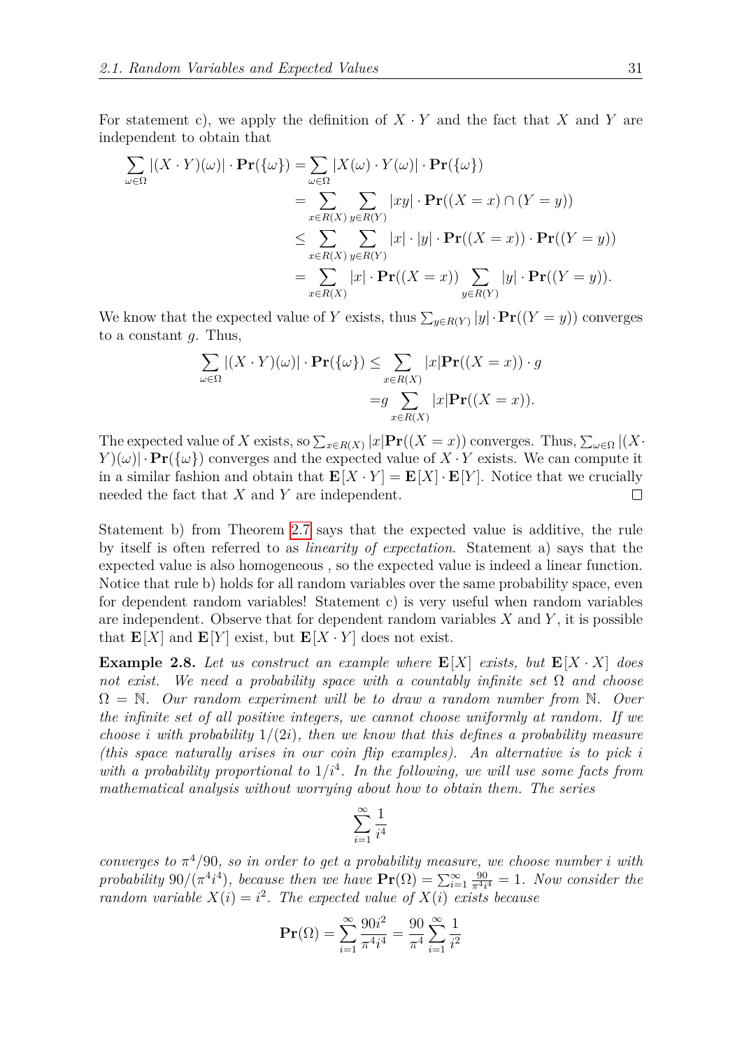For statement c), we apply the definition of $X \cdot Y$ and the fact that $X$ and $Y$ are independent to obtain that

$$
\begin{aligned}
\sum_{\omega \in \Omega} |(X \cdot Y)(\omega)| \cdot \mathbf{Pr}(\{\omega\}) &= \sum_{\omega \in \Omega} |X(\omega) \cdot Y(\omega)| \cdot \mathbf{Pr}(\{\omega\}) \\
&= \sum_{x \in R(X)} \sum_{y \in R(Y)} |xy| \cdot \mathbf{Pr}((X = x) \cap (Y = y)) \\
&\leq \sum_{x \in R(X)} \sum_{y \in R(Y)} |x| \cdot |y| \cdot \mathbf{Pr}((X = x)) \cdot \mathbf{Pr}((Y = y)) \\
&= \sum_{x \in R(X)} |x| \cdot \mathbf{Pr}((X = x)) \sum_{y \in R(Y)} |y| \cdot \mathbf{Pr}((Y = y)).
\end{aligned}
$$

We know that the expected value of $Y$ exists, thus $\sum_{y \in R(Y)} |y| \cdot \mathbf{Pr}((Y = y))$ converges to a constant $g$. Thus,

$$
\begin{aligned}
\sum_{\omega \in \Omega} |(X \cdot Y)(\omega)| \cdot \mathbf{Pr}(\{\omega\}) \leq& \sum_{x \in R(X)} |x| \mathbf{Pr}((X = x)) \cdot g \\
=& g \sum_{x \in R(X)} |x| \mathbf{Pr}((X = x)).
\end{aligned}
$$

The expected value of $X$ exists, so $\sum_{x \in R(X)} |x| \mathbf{Pr}((X = x))$ converges. Thus, $\sum_{\omega \in \Omega} |(X \cdot Y)(\omega)| \cdot \mathbf{Pr}(\{\omega\})$ converges and the expected value of $X \cdot Y$ exists. We can compute it in a similar fashion and obtain that $\mathbf{E}[X \cdot Y] = \mathbf{E}[X] \cdot \mathbf{E}[Y]$. Notice that we crucially needed the fact that $X$ and $Y$ are independent. □

Statement b) from Theorem 2.7 says that the expected value is additive, the rule by itself is often referred to as *linearity of expectation*. Statement a) says that the expected value is also homogeneous , so the expected value is indeed a linear function. Notice that rule b) holds for all random variables over the same probability space, even for dependent random variables! Statement c) is very useful when random variables are independent. Observe that for dependent random variables $X$ and $Y$, it is possible that $\mathbf{E}[X]$ and $\mathbf{E}[Y]$ exist, but $\mathbf{E}[X \cdot Y]$ does not exist.

**Example 2.8.** *Let us construct an example where $\mathbf{E}[X]$ exists, but $\mathbf{E}[X \cdot X]$ does not exist. We need a probability space with a countably infinite set $\Omega$ and choose $\Omega = \mathbb{N}$. Our random experiment will be to draw a random number from $\mathbb{N}$. Over the infinite set of all positive integers, we cannot choose uniformly at random. If we choose $i$ with probability $1/(2i)$, then we know that this defines a probability measure (this space naturally arises in our coin flip examples). An alternative is to pick $i$ with a probability proportional to $1/i^4$. In the following, we will use some facts from mathematical analysis without worrying about how to obtain them. The series*

$$
\sum_{i=1}^{\infty} \frac{1}{i^4}
$$

*converges to $\pi^4/90$, so in order to get a probability measure, we choose number $i$ with probability $90/(\pi^4 i^4)$, because then we have $\mathbf{Pr}(\Omega) = \sum_{i=1}^{\infty} \frac{90}{\pi^4 i^4} = 1$. Now consider the random variable $X(i) = i^2$. The expected value of $X(i)$ exists because*

$$
\mathbf{Pr}(\Omega) = \sum_{i=1}^{\infty} \frac{90 i^2}{\pi^4 i^4} = \frac{90}{\pi^4} \sum_{i=1}^{\infty} \frac{1}{i^2}
$$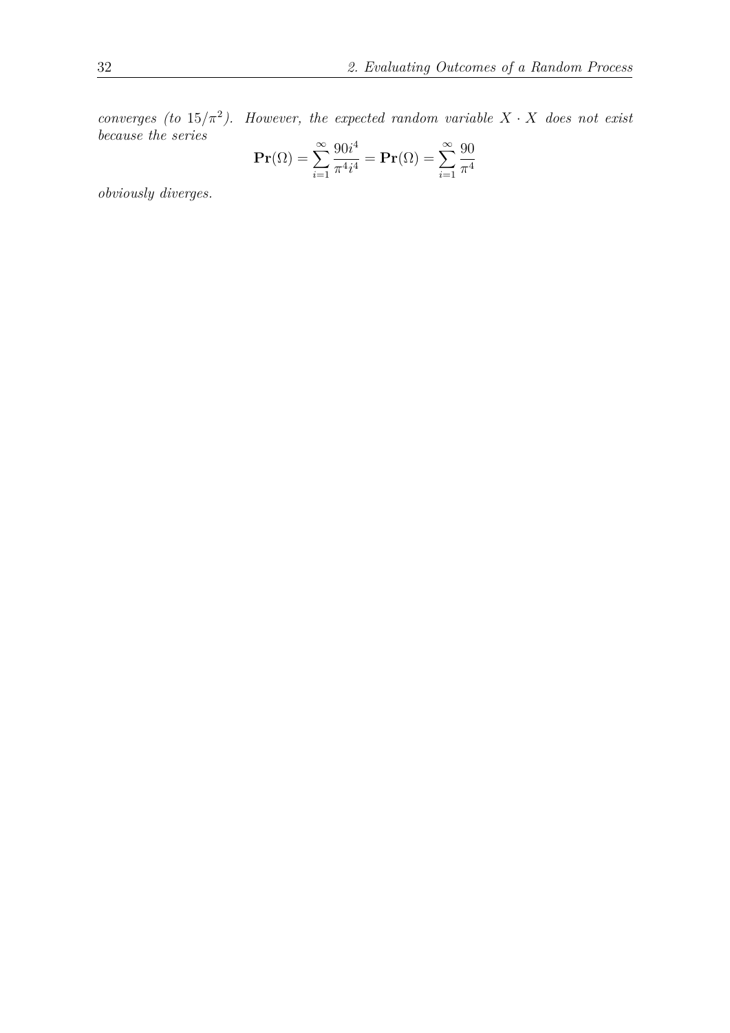*converges (to $15/\pi^2$). However, the expected random variable $X \cdot X$ does not exist because the series*

$$\mathbf{Pr}(\Omega) = \sum_{i=1}^{\infty} \frac{90i^4}{\pi^4 i^4} = \mathbf{Pr}(\Omega) = \sum_{i=1}^{\infty} \frac{90}{\pi^4}$$

*obviously diverges.*